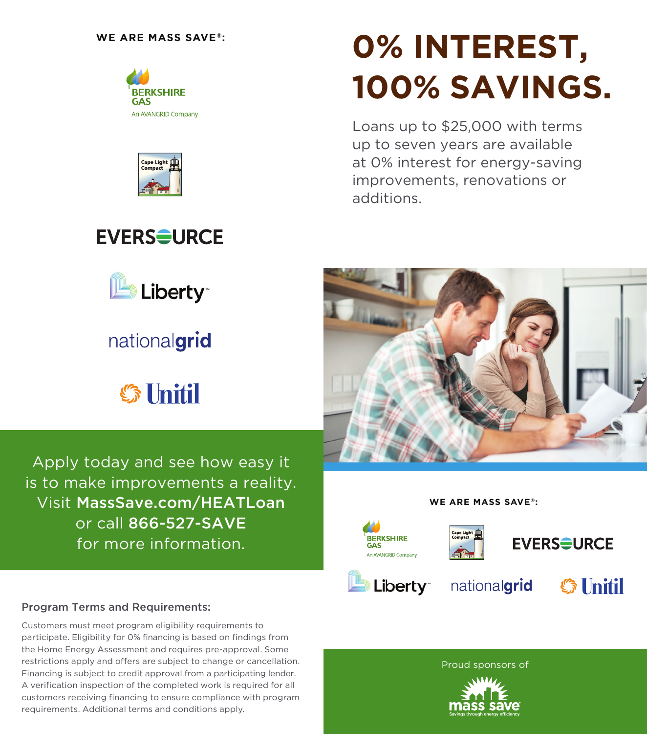# 0% INTEREST, 100% SAVINGS.

Loans up to $25,000 with terms up to seven years are available at 0% interest for energy-saving improvements, renovations or additions.

**WE ARE MASS SAVE®:**

BERKSHIRE GAS
An AVANGRID Company

Cape Light Compact

EVERSOURCE

Liberty

nationalgrid

Unitil

Apply today and see how easy it is to make improvements a reality. Visit **MassSave.com/HEATLoan** or call **866-527-SAVE** for more information.

### Program Terms and Requirements:

Customers must meet program eligibility requirements to participate. Eligibility for 0% financing is based on findings from the Home Energy Assessment and requires pre-approval. Some restrictions apply and offers are subject to change or cancellation. Financing is subject to credit approval from a participating lender. A verification inspection of the completed work is required for all customers receiving financing to ensure compliance with program requirements. Additional terms and conditions apply.

**WE ARE MASS SAVE®:**

BERKSHIRE GAS
An AVANGRID Company

Cape Light Compact

EVERSOURCE

Liberty

nationalgrid

Unitil

Proud sponsors of

mass save
Savings through energy efficiency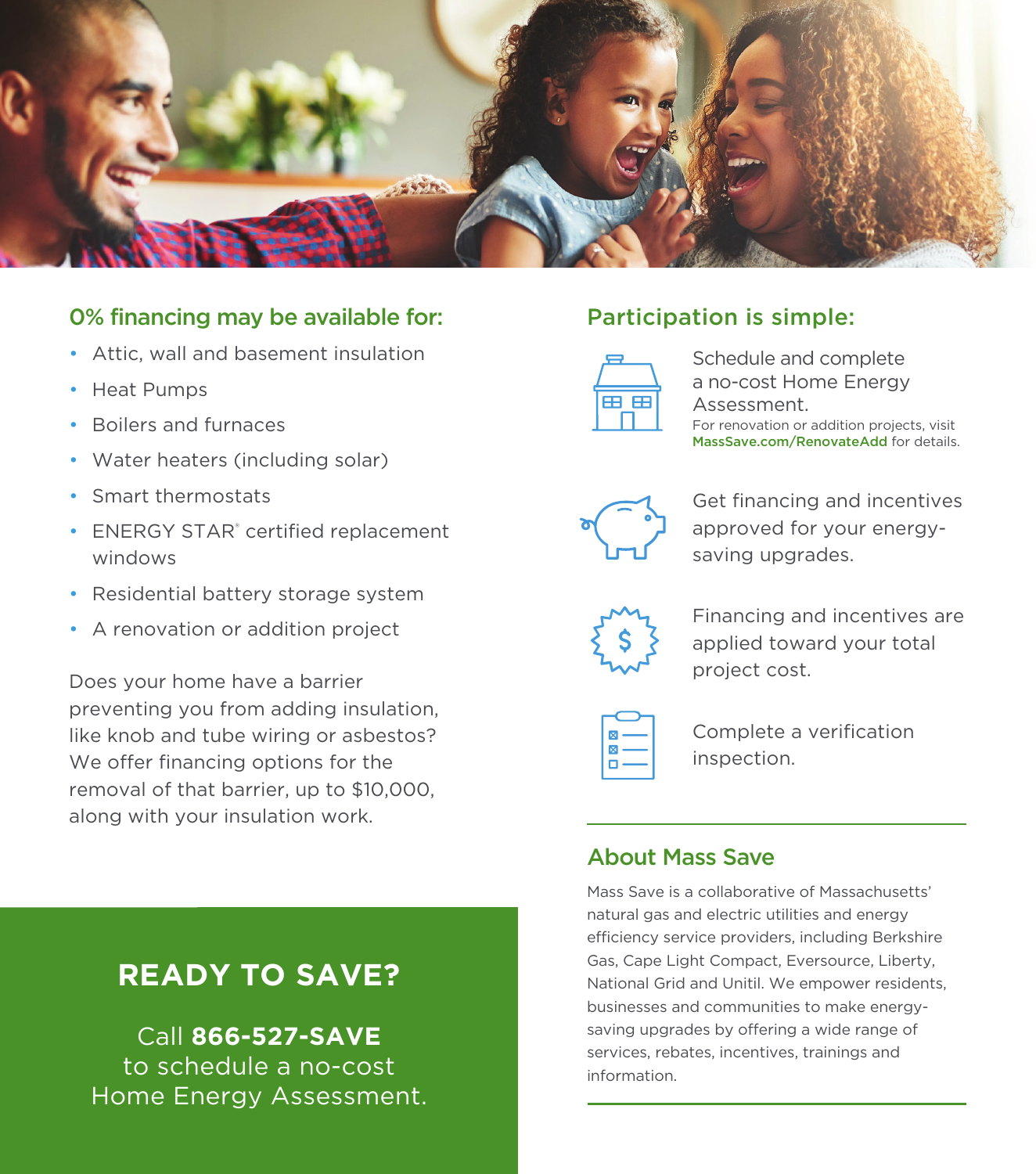## 0% financing may be available for:

- Attic, wall and basement insulation
- Heat Pumps
- Boilers and furnaces
- Water heaters (including solar)
- Smart thermostats
- ENERGY STAR® certified replacement windows
- Residential battery storage system
- A renovation or addition project

Does your home have a barrier preventing you from adding insulation, like knob and tube wiring or asbestos? We offer financing options for the removal of that barrier, up to $10,000, along with your insulation work.

## READY TO SAVE?

Call **866-527-SAVE** to schedule a no-cost Home Energy Assessment.

## Participation is simple:

Schedule and complete a no-cost Home Energy Assessment.
For renovation or addition projects, visit MassSave.com/RenovateAdd for details.

Get financing and incentives approved for your energy-saving upgrades.

Financing and incentives are applied toward your total project cost.

Complete a verification inspection.

## About Mass Save

Mass Save is a collaborative of Massachusetts' natural gas and electric utilities and energy efficiency service providers, including Berkshire Gas, Cape Light Compact, Eversource, Liberty, National Grid and Unitil. We empower residents, businesses and communities to make energy-saving upgrades by offering a wide range of services, rebates, incentives, trainings and information.